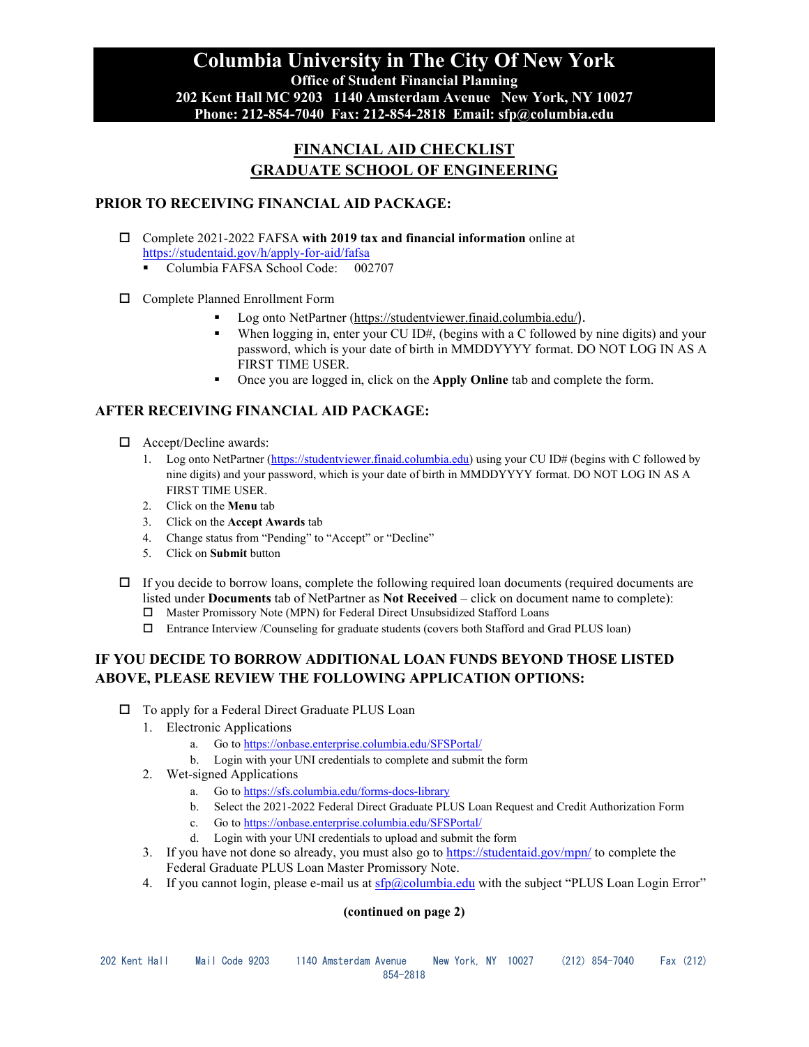# Columbia University in The City Of New York

**Office of Student Financial Planning**
**202 Kent Hall MC 9203 1140 Amsterdam Avenue New York, NY 10027**
**Phone: 212-854-7040 Fax: 212-854-2818 Email: sfp@columbia.edu**

## FINANCIAL AID CHECKLIST
## GRADUATE SCHOOL OF ENGINEERING

### PRIOR TO RECEIVING FINANCIAL AID PACKAGE:

- ☐ Complete 2021-2022 FAFSA **with 2019 tax and financial information** online at https://studentaid.gov/h/apply-for-aid/fafsa
  - Columbia FAFSA School Code: 002707

- ☐ Complete Planned Enrollment Form
  - Log onto NetPartner (https://studentviewer.finaid.columbia.edu/).
  - When logging in, enter your CU ID#, (begins with a C followed by nine digits) and your password, which is your date of birth in MMDDYYYY format. DO NOT LOG IN AS A FIRST TIME USER.
  - Once you are logged in, click on the **Apply Online** tab and complete the form.

### AFTER RECEIVING FINANCIAL AID PACKAGE:

- ☐ Accept/Decline awards:
  1. Log onto NetPartner (https://studentviewer.finaid.columbia.edu) using your CU ID# (begins with C followed by nine digits) and your password, which is your date of birth in MMDDYYYY format. DO NOT LOG IN AS A FIRST TIME USER.
  2. Click on the **Menu** tab
  3. Click on the **Accept Awards** tab
  4. Change status from "Pending" to "Accept" or "Decline"
  5. Click on **Submit** button

- ☐ If you decide to borrow loans, complete the following required loan documents (required documents are listed under **Documents** tab of NetPartner as **Not Received** – click on document name to complete):
  - ☐ Master Promissory Note (MPN) for Federal Direct Unsubsidized Stafford Loans
  - ☐ Entrance Interview /Counseling for graduate students (covers both Stafford and Grad PLUS loan)

### IF YOU DECIDE TO BORROW ADDITIONAL LOAN FUNDS BEYOND THOSE LISTED ABOVE, PLEASE REVIEW THE FOLLOWING APPLICATION OPTIONS:

- ☐ To apply for a Federal Direct Graduate PLUS Loan
  1. Electronic Applications
     a. Go to https://onbase.enterprise.columbia.edu/SFSPortal/
     b. Login with your UNI credentials to complete and submit the form
  2. Wet-signed Applications
     a. Go to https://sfs.columbia.edu/forms-docs-library
     b. Select the 2021-2022 Federal Direct Graduate PLUS Loan Request and Credit Authorization Form
     c. Go to https://onbase.enterprise.columbia.edu/SFSPortal/
     d. Login with your UNI credentials to upload and submit the form
  3. If you have not done so already, you must also go to https://studentaid.gov/mpn/ to complete the Federal Graduate PLUS Loan Master Promissory Note.
  4. If you cannot login, please e-mail us at sfp@columbia.edu with the subject "PLUS Loan Login Error"

**(continued on page 2)**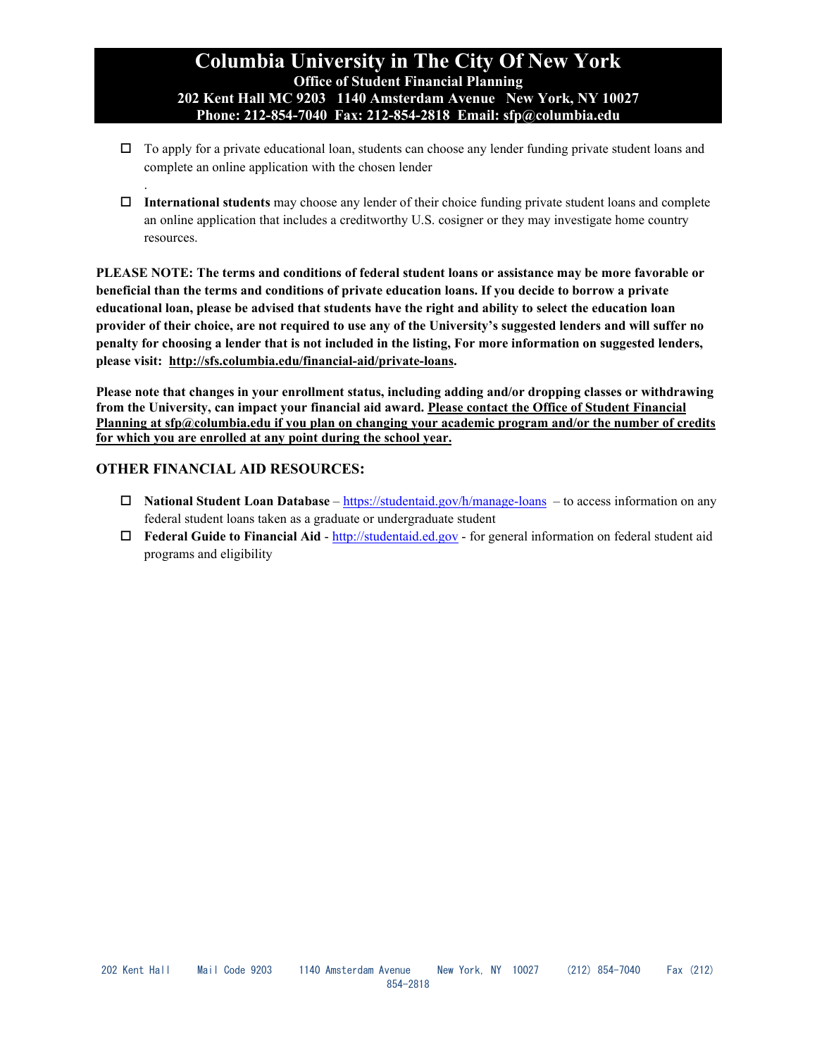- To apply for a private educational loan, students can choose any lender funding private student loans and complete an online application with the chosen lender

.

- **International students** may choose any lender of their choice funding private student loans and complete an online application that includes a creditworthy U.S. cosigner or they may investigate home country resources.

**PLEASE NOTE: The terms and conditions of federal student loans or assistance may be more favorable or beneficial than the terms and conditions of private education loans. If you decide to borrow a private educational loan, please be advised that students have the right and ability to select the education loan provider of their choice, are not required to use any of the University's suggested lenders and will suffer no penalty for choosing a lender that is not included in the listing, For more information on suggested lenders, please visit: http://sfs.columbia.edu/financial-aid/private-loans.**

**Please note that changes in your enrollment status, including adding and/or dropping classes or withdrawing from the University, can impact your financial aid award. Please contact the Office of Student Financial Planning at sfp@columbia.edu if you plan on changing your academic program and/or the number of credits for which you are enrolled at any point during the school year.**

### OTHER FINANCIAL AID RESOURCES:

- **National Student Loan Database** – https://studentaid.gov/h/manage-loans – to access information on any federal student loans taken as a graduate or undergraduate student
- **Federal Guide to Financial Aid** - http://studentaid.ed.gov - for general information on federal student aid programs and eligibility